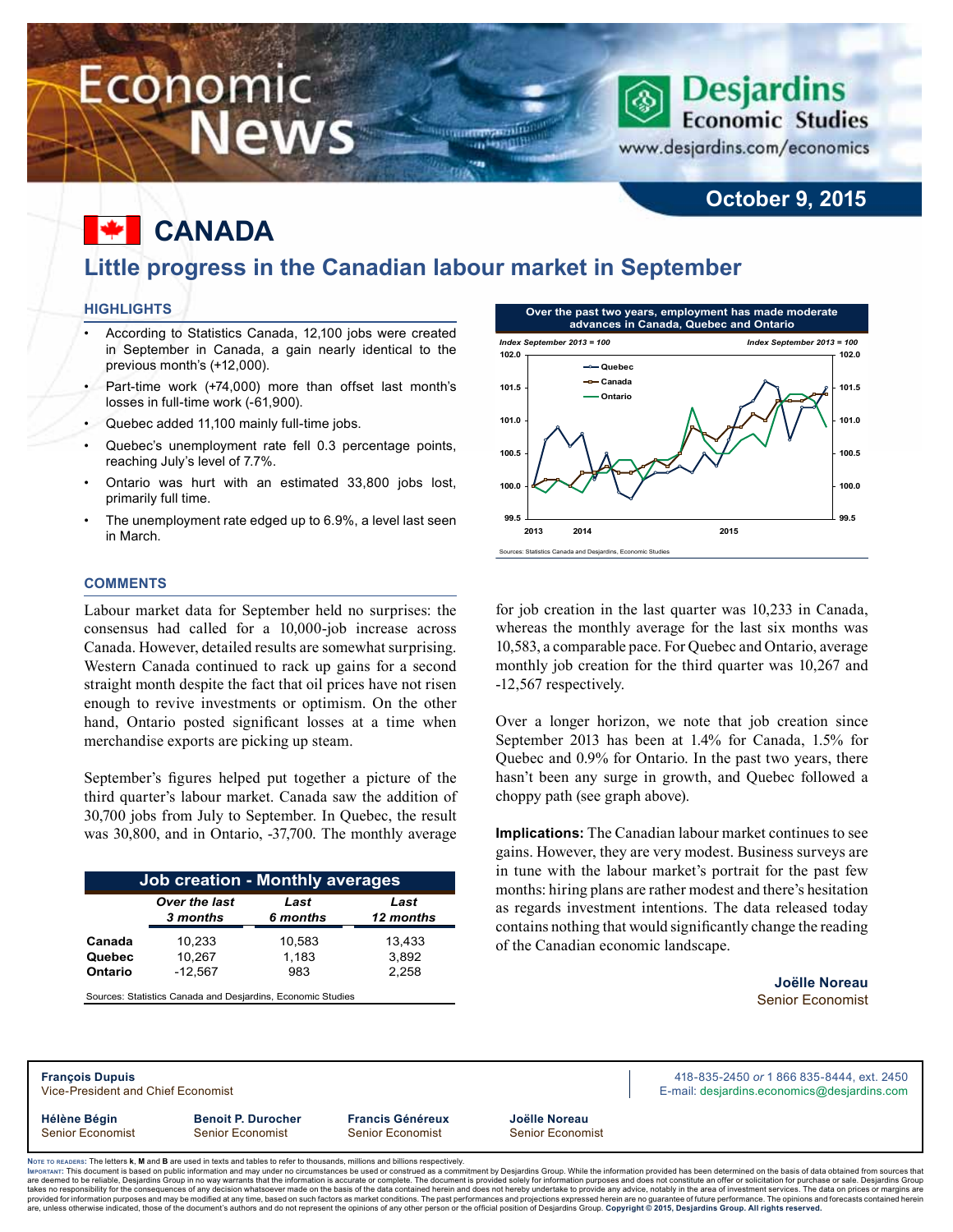# Economic News

Desjardins Economic Studies
www.desjardins.com/economics

October 9, 2015

# CANADA

## Little progress in the Canadian labour market in September

### HIGHLIGHTS

- According to Statistics Canada, 12,100 jobs were created in September in Canada, a gain nearly identical to the previous month's (+12,000).
- Part-time work (+74,000) more than offset last month's losses in full-time work (-61,900).
- Quebec added 11,100 mainly full-time jobs.
- Quebec's unemployment rate fell 0.3 percentage points, reaching July's level of 7.7%.
- Ontario was hurt with an estimated 33,800 jobs lost, primarily full time.
- The unemployment rate edged up to 6.9%, a level last seen in March.

**Over the past two years, employment has made moderate advances in Canada, Quebec and Ontario**

*Index September 2013 = 100*

Sources: Statistics Canada and Desjardins, Economic Studies

### COMMENTS

Labour market data for September held no surprises: the consensus had called for a 10,000-job increase across Canada. However, detailed results are somewhat surprising. Western Canada continued to rack up gains for a second straight month despite the fact that oil prices have not risen enough to revive investments or optimism. On the other hand, Ontario posted significant losses at a time when merchandise exports are picking up steam.

September's figures helped put together a picture of the third quarter's labour market. Canada saw the addition of 30,700 jobs from July to September. In Quebec, the result was 30,800, and in Ontario, -37,700. The monthly average for job creation in the last quarter was 10,233 in Canada, whereas the monthly average for the last six months was 10,583, a comparable pace. For Quebec and Ontario, average monthly job creation for the third quarter was 10,267 and -12,567 respectively.

Over a longer horizon, we note that job creation since September 2013 has been at 1.4% for Canada, 1.5% for Quebec and 0.9% for Ontario. In the past two years, there hasn't been any surge in growth, and Quebec followed a choppy path (see graph above).

**Implications:** The Canadian labour market continues to see gains. However, they are very modest. Business surveys are in tune with the labour market's portrait for the past few months: hiring plans are rather modest and there's hesitation as regards investment intentions. The data released today contains nothing that would significantly change the reading of the Canadian economic landscape.

**Job creation - Monthly averages**

| | *Over the last 3 months* | *Last 6 months* | *Last 12 months* |
|---|---|---|---|
| **Canada** | 10,233 | 10,583 | 13,433 |
| **Quebec** | 10,267 | 1,183 | 3,892 |
| **Ontario** | -12,567 | 983 | 2,258 |

Sources: Statistics Canada and Desjardins, Economic Studies

**Joëlle Noreau**
Senior Economist

**François Dupuis**
Vice-President and Chief Economist

418-835-2450 *or* 1 866 835-8444, ext. 2450
E-mail: desjardins.economics@desjardins.com

**Hélène Bégin** Senior Economist | **Benoit P. Durocher** Senior Economist | **Francis Généreux** Senior Economist | **Joëlle Noreau** Senior Economist

Note to readers: The letters **k**, **M** and **B** are used in texts and tables to refer to thousands, millions and billions respectively.
Important: This document is based on public information and may under no circumstances be used or construed as a commitment by Desjardins Group. While the information provided has been determined on the basis of data obtained from sources that are deemed to be reliable, Desjardins Group in no way warrants that the information is accurate or complete. The document is provided solely for information purposes and does not constitute an offer or solicitation for purchase or sale. Desjardins Group takes no responsibility for the consequences of any decision whatsoever made on the basis of the data contained herein and does not hereby undertake to provide any advice, notably in the area of investment services. The data on prices or margins are provided for information purposes and may be modified at any time, based on such factors as market conditions. The past performances and projections expressed herein are no guarantee of future performance. The opinions and forecasts contained herein are, unless otherwise indicated, those of the document's authors and do not represent the opinions of any other person or the official position of Desjardins Group. **Copyright © 2015, Desjardins Group. All rights reserved.**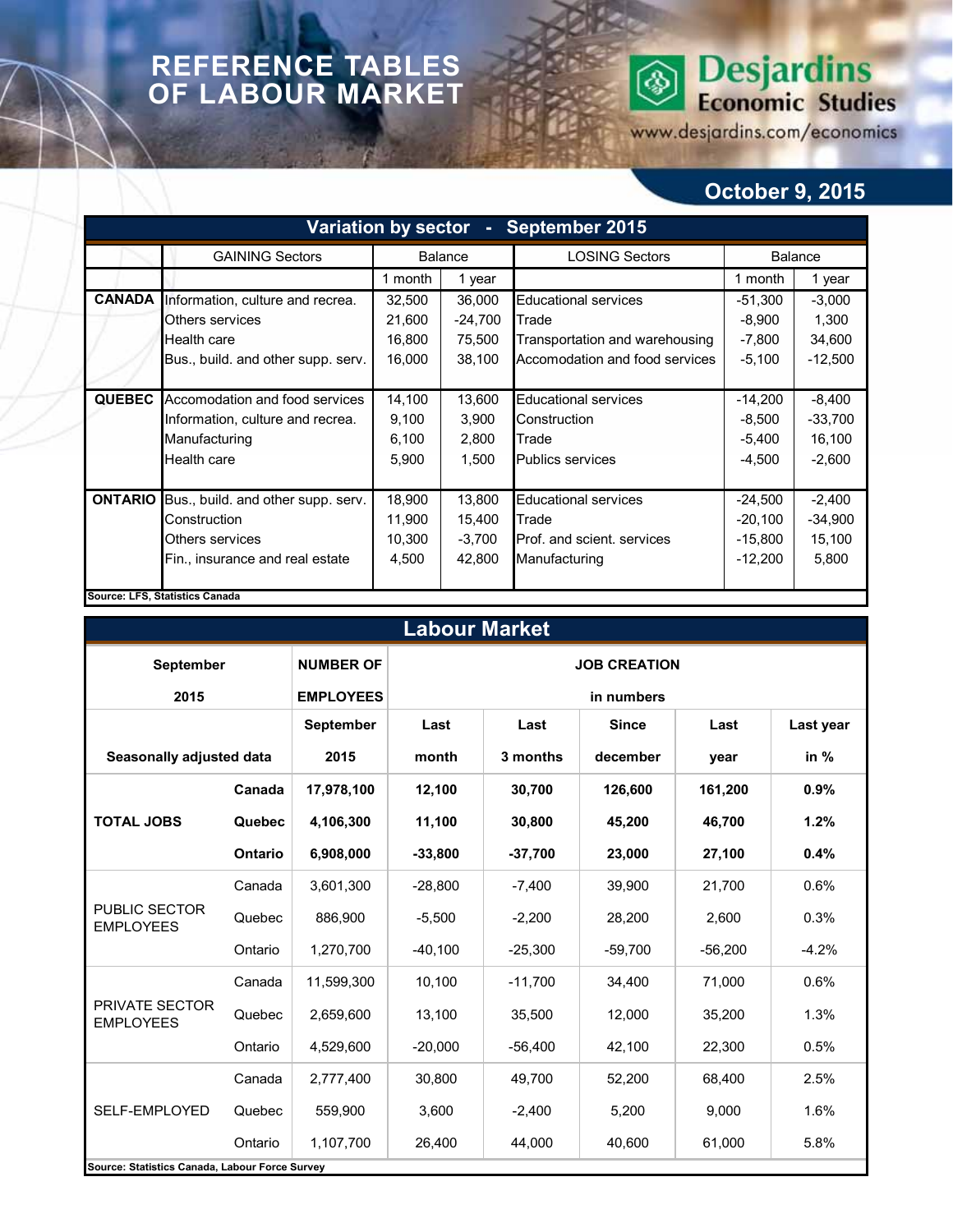# REFERENCE TABLES OF LABOUR MARKET

**Desjardins Economic Studies**
www.desjardins.com/economics

**October 9, 2015**

## Variation by sector - September 2015

| | GAINING Sectors | Balance | | LOSING Sectors | Balance | |
|---|---|---|---|---|---|---|
| | | 1 month | 1 year | | 1 month | 1 year |
| **CANADA** | Information, culture and recrea. | 32,500 | 36,000 | Educational services | -51,300 | -3,000 |
| | Others services | 21,600 | -24,700 | Trade | -8,900 | 1,300 |
| | Health care | 16,800 | 75,500 | Transportation and warehousing | -7,800 | 34,600 |
| | Bus., build. and other supp. serv. | 16,000 | 38,100 | Accomodation and food services | -5,100 | -12,500 |
| **QUEBEC** | Accomodation and food services | 14,100 | 13,600 | Educational services | -14,200 | -8,400 |
| | Information, culture and recrea. | 9,100 | 3,900 | Construction | -8,500 | -33,700 |
| | Manufacturing | 6,100 | 2,800 | Trade | -5,400 | 16,100 |
| | Health care | 5,900 | 1,500 | Publics services | -4,500 | -2,600 |
| **ONTARIO** | Bus., build. and other supp. serv. | 18,900 | 13,800 | Educational services | -24,500 | -2,400 |
| | Construction | 11,900 | 15,400 | Trade | -20,100 | -34,900 |
| | Others services | 10,300 | -3,700 | Prof. and scient. services | -15,800 | 15,100 |
| | Fin., insurance and real estate | 4,500 | 42,800 | Manufacturing | -12,200 | 5,800 |

**Source: LFS, Statistics Canada**

## Labour Market

| **September 2015** | | **NUMBER OF EMPLOYEES** | **JOB CREATION in numbers** | | | | |
|---|---|---|---|---|---|---|---|
| **Seasonally adjusted data** | | **September 2015** | **Last month** | **Last 3 months** | **Since december** | **Last year** | **Last year in %** |
| **TOTAL JOBS** | **Canada** | **17,978,100** | **12,100** | **30,700** | **126,600** | **161,200** | **0.9%** |
| | **Quebec** | **4,106,300** | **11,100** | **30,800** | **45,200** | **46,700** | **1.2%** |
| | **Ontario** | **6,908,000** | **-33,800** | **-37,700** | **23,000** | **27,100** | **0.4%** |
| PUBLIC SECTOR EMPLOYEES | Canada | 3,601,300 | -28,800 | -7,400 | 39,900 | 21,700 | 0.6% |
| | Quebec | 886,900 | -5,500 | -2,200 | 28,200 | 2,600 | 0.3% |
| | Ontario | 1,270,700 | -40,100 | -25,300 | -59,700 | -56,200 | -4.2% |
| PRIVATE SECTOR EMPLOYEES | Canada | 11,599,300 | 10,100 | -11,700 | 34,400 | 71,000 | 0.6% |
| | Quebec | 2,659,600 | 13,100 | 35,500 | 12,000 | 35,200 | 1.3% |
| | Ontario | 4,529,600 | -20,000 | -56,400 | 42,100 | 22,300 | 0.5% |
| SELF-EMPLOYED | Canada | 2,777,400 | 30,800 | 49,700 | 52,200 | 68,400 | 2.5% |
| | Quebec | 559,900 | 3,600 | -2,400 | 5,200 | 9,000 | 1.6% |
| | Ontario | 1,107,700 | 26,400 | 44,000 | 40,600 | 61,000 | 5.8% |

**Source: Statistics Canada, Labour Force Survey**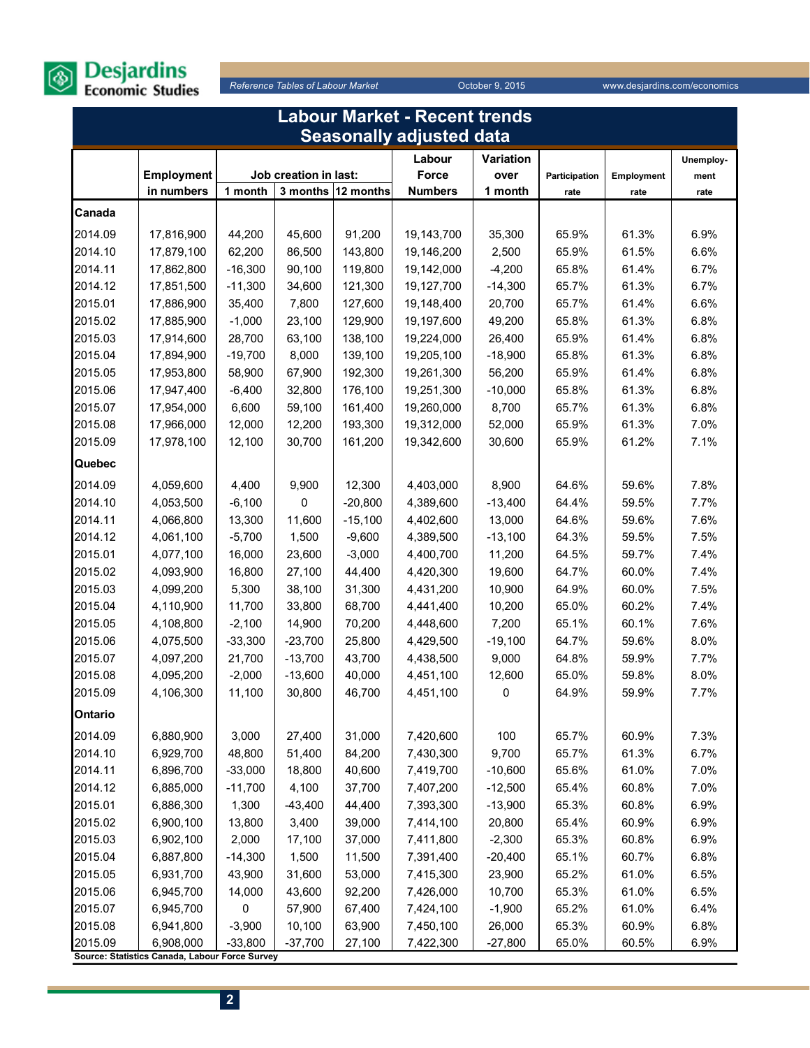# Labour Market - Recent trends
## Seasonally adjusted data

| | Employment in numbers | Job creation in last: 1 month | 3 months | 12 months | Labour Force Numbers | Variation over 1 month | Participation rate | Employment rate | Unemploy-ment rate |
|---|---|---|---|---|---|---|---|---|---|
| **Canada** | | | | | | | | | |
| 2014.09 | 17,816,900 | 44,200 | 45,600 | 91,200 | 19,143,700 | 35,300 | 65.9% | 61.3% | 6.9% |
| 2014.10 | 17,879,100 | 62,200 | 86,500 | 143,800 | 19,146,200 | 2,500 | 65.9% | 61.5% | 6.6% |
| 2014.11 | 17,862,800 | -16,300 | 90,100 | 119,800 | 19,142,000 | -4,200 | 65.8% | 61.4% | 6.7% |
| 2014.12 | 17,851,500 | -11,300 | 34,600 | 121,300 | 19,127,700 | -14,300 | 65.7% | 61.3% | 6.7% |
| 2015.01 | 17,886,900 | 35,400 | 7,800 | 127,600 | 19,148,400 | 20,700 | 65.7% | 61.4% | 6.6% |
| 2015.02 | 17,885,900 | -1,000 | 23,100 | 129,900 | 19,197,600 | 49,200 | 65.8% | 61.3% | 6.8% |
| 2015.03 | 17,914,600 | 28,700 | 63,100 | 138,100 | 19,224,000 | 26,400 | 65.9% | 61.4% | 6.8% |
| 2015.04 | 17,894,900 | -19,700 | 8,000 | 139,100 | 19,205,100 | -18,900 | 65.8% | 61.3% | 6.8% |
| 2015.05 | 17,953,800 | 58,900 | 67,900 | 192,300 | 19,261,300 | 56,200 | 65.9% | 61.4% | 6.8% |
| 2015.06 | 17,947,400 | -6,400 | 32,800 | 176,100 | 19,251,300 | -10,000 | 65.8% | 61.3% | 6.8% |
| 2015.07 | 17,954,000 | 6,600 | 59,100 | 161,400 | 19,260,000 | 8,700 | 65.7% | 61.3% | 6.8% |
| 2015.08 | 17,966,000 | 12,000 | 12,200 | 193,300 | 19,312,000 | 52,000 | 65.9% | 61.3% | 7.0% |
| 2015.09 | 17,978,100 | 12,100 | 30,700 | 161,200 | 19,342,600 | 30,600 | 65.9% | 61.2% | 7.1% |
| **Quebec** | | | | | | | | | |
| 2014.09 | 4,059,600 | 4,400 | 9,900 | 12,300 | 4,403,000 | 8,900 | 64.6% | 59.6% | 7.8% |
| 2014.10 | 4,053,500 | -6,100 | 0 | -20,800 | 4,389,600 | -13,400 | 64.4% | 59.5% | 7.7% |
| 2014.11 | 4,066,800 | 13,300 | 11,600 | -15,100 | 4,402,600 | 13,000 | 64.6% | 59.6% | 7.6% |
| 2014.12 | 4,061,100 | -5,700 | 1,500 | -9,600 | 4,389,500 | -13,100 | 64.3% | 59.5% | 7.5% |
| 2015.01 | 4,077,100 | 16,000 | 23,600 | -3,000 | 4,400,700 | 11,200 | 64.5% | 59.7% | 7.4% |
| 2015.02 | 4,093,900 | 16,800 | 27,100 | 44,400 | 4,420,300 | 19,600 | 64.7% | 60.0% | 7.4% |
| 2015.03 | 4,099,200 | 5,300 | 38,100 | 31,300 | 4,431,200 | 10,900 | 64.9% | 60.0% | 7.5% |
| 2015.04 | 4,110,900 | 11,700 | 33,800 | 68,700 | 4,441,400 | 10,200 | 65.0% | 60.2% | 7.4% |
| 2015.05 | 4,108,800 | -2,100 | 14,900 | 70,200 | 4,448,600 | 7,200 | 65.1% | 60.1% | 7.6% |
| 2015.06 | 4,075,500 | -33,300 | -23,700 | 25,800 | 4,429,500 | -19,100 | 64.7% | 59.6% | 8.0% |
| 2015.07 | 4,097,200 | 21,700 | -13,700 | 43,700 | 4,438,500 | 9,000 | 64.8% | 59.9% | 7.7% |
| 2015.08 | 4,095,200 | -2,000 | -13,600 | 40,000 | 4,451,100 | 12,600 | 65.0% | 59.8% | 8.0% |
| 2015.09 | 4,106,300 | 11,100 | 30,800 | 46,700 | 4,451,100 | 0 | 64.9% | 59.9% | 7.7% |
| **Ontario** | | | | | | | | | |
| 2014.09 | 6,880,900 | 3,000 | 27,400 | 31,000 | 7,420,600 | 100 | 65.7% | 60.9% | 7.3% |
| 2014.10 | 6,929,700 | 48,800 | 51,400 | 84,200 | 7,430,300 | 9,700 | 65.7% | 61.3% | 6.7% |
| 2014.11 | 6,896,700 | -33,000 | 18,800 | 40,600 | 7,419,700 | -10,600 | 65.6% | 61.0% | 7.0% |
| 2014.12 | 6,885,000 | -11,700 | 4,100 | 37,700 | 7,407,200 | -12,500 | 65.4% | 60.8% | 7.0% |
| 2015.01 | 6,886,300 | 1,300 | -43,400 | 44,400 | 7,393,300 | -13,900 | 65.3% | 60.8% | 6.9% |
| 2015.02 | 6,900,100 | 13,800 | 3,400 | 39,000 | 7,414,100 | 20,800 | 65.4% | 60.9% | 6.9% |
| 2015.03 | 6,902,100 | 2,000 | 17,100 | 37,000 | 7,411,800 | -2,300 | 65.3% | 60.8% | 6.9% |
| 2015.04 | 6,887,800 | -14,300 | 1,500 | 11,500 | 7,391,400 | -20,400 | 65.1% | 60.7% | 6.8% |
| 2015.05 | 6,931,700 | 43,900 | 31,600 | 53,000 | 7,415,300 | 23,900 | 65.2% | 61.0% | 6.5% |
| 2015.06 | 6,945,700 | 14,000 | 43,600 | 92,200 | 7,426,000 | 10,700 | 65.3% | 61.0% | 6.5% |
| 2015.07 | 6,945,700 | 0 | 57,900 | 67,400 | 7,424,100 | -1,900 | 65.2% | 61.0% | 6.4% |
| 2015.08 | 6,941,800 | -3,900 | 10,100 | 63,900 | 7,450,100 | 26,000 | 65.3% | 60.9% | 6.8% |
| 2015.09 | 6,908,000 | -33,800 | -37,700 | 27,100 | 7,422,300 | -27,800 | 65.0% | 60.5% | 6.9% |

**Source: Statistics Canada, Labour Force Survey**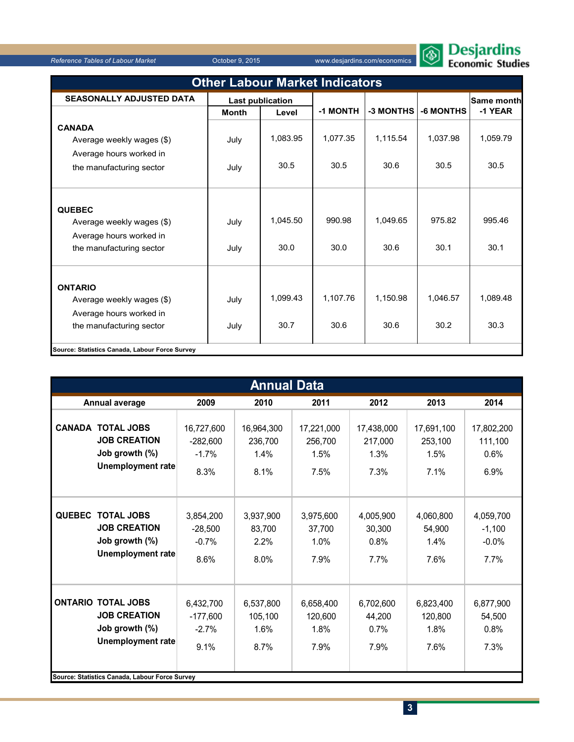## Other Labour Market Indicators

| SEASONALLY ADJUSTED DATA | Last publication | | -1 MONTH | -3 MONTHS | -6 MONTHS | Same month -1 YEAR |
|---|---|---|---|---|---|---|
| | Month | Level | | | | |
| **CANADA** | | | | | | |
| Average weekly wages ($) | July | 1,083.95 | 1,077.35 | 1,115.54 | 1,037.98 | 1,059.79 |
| Average hours worked in the manufacturing sector | July | 30.5 | 30.5 | 30.6 | 30.5 | 30.5 |
| **QUEBEC** | | | | | | |
| Average weekly wages ($) | July | 1,045.50 | 990.98 | 1,049.65 | 975.82 | 995.46 |
| Average hours worked in the manufacturing sector | July | 30.0 | 30.0 | 30.6 | 30.1 | 30.1 |
| **ONTARIO** | | | | | | |
| Average weekly wages ($) | July | 1,099.43 | 1,107.76 | 1,150.98 | 1,046.57 | 1,089.48 |
| Average hours worked in the manufacturing sector | July | 30.7 | 30.6 | 30.6 | 30.2 | 30.3 |

**Source: Statistics Canada, Labour Force Survey**

## Annual Data

| Annual average | | 2009 | 2010 | 2011 | 2012 | 2013 | 2014 |
|---|---|---|---|---|---|---|---|
| **CANADA** | **TOTAL JOBS** | 16,727,600 | 16,964,300 | 17,221,000 | 17,438,000 | 17,691,100 | 17,802,200 |
| | **JOB CREATION** | -282,600 | 236,700 | 256,700 | 217,000 | 253,100 | 111,100 |
| | **Job growth (%)** | -1.7% | 1.4% | 1.5% | 1.3% | 1.5% | 0.6% |
| | **Unemployment rate** | 8.3% | 8.1% | 7.5% | 7.3% | 7.1% | 6.9% |
| **QUEBEC** | **TOTAL JOBS** | 3,854,200 | 3,937,900 | 3,975,600 | 4,005,900 | 4,060,800 | 4,059,700 |
| | **JOB CREATION** | -28,500 | 83,700 | 37,700 | 30,300 | 54,900 | -1,100 |
| | **Job growth (%)** | -0.7% | 2.2% | 1.0% | 0.8% | 1.4% | -0.0% |
| | **Unemployment rate** | 8.6% | 8.0% | 7.9% | 7.7% | 7.6% | 7.7% |
| **ONTARIO** | **TOTAL JOBS** | 6,432,700 | 6,537,800 | 6,658,400 | 6,702,600 | 6,823,400 | 6,877,900 |
| | **JOB CREATION** | -177,600 | 105,100 | 120,600 | 44,200 | 120,800 | 54,500 |
| | **Job growth (%)** | -2.7% | 1.6% | 1.8% | 0.7% | 1.8% | 0.8% |
| | **Unemployment rate** | 9.1% | 8.7% | 7.9% | 7.9% | 7.6% | 7.3% |

**Source: Statistics Canada, Labour Force Survey**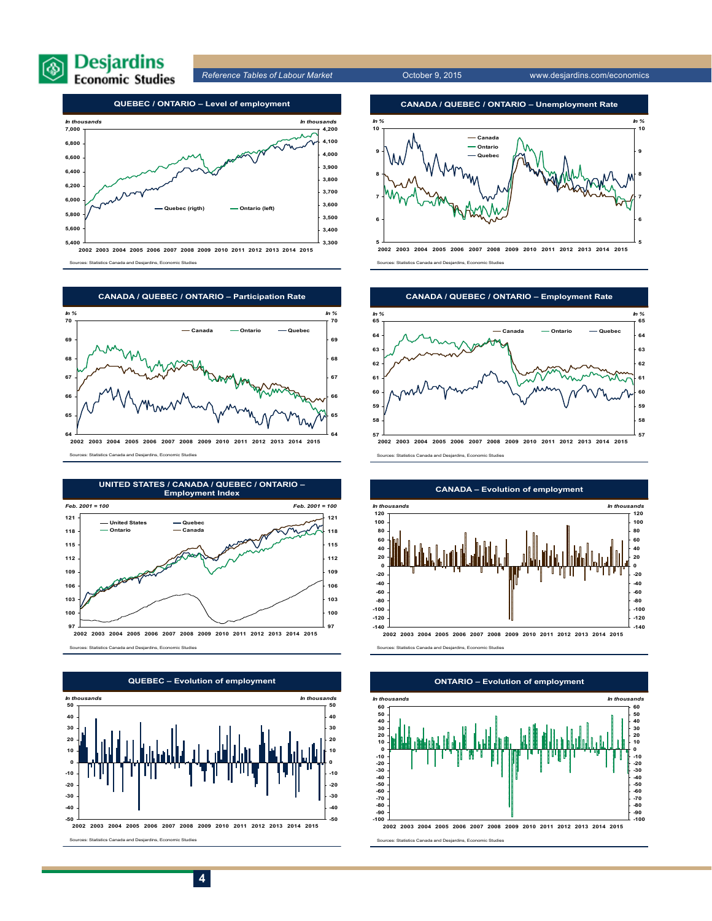## QUEBEC / ONTARIO – Level of employment

*In thousands* | *In thousands*

— Quebec (rigth) — Ontario (left)

Sources: Statistics Canada and Desjardins, Economic Studies

## CANADA / QUEBEC / ONTARIO – Unemployment Rate

*In %* | *In %*

— Canada — Ontario — Quebec

Sources: Statistics Canada and Desjardins, Economic Studies

## CANADA / QUEBEC / ONTARIO – Participation Rate

*In %* | *In %*

— Canada — Ontario — Quebec

Sources: Statistics Canada and Desjardins, Economic Studies

## CANADA / QUEBEC / ONTARIO – Employment Rate

*In %* | *In %*

— Canada — Ontario — Quebec

Sources: Statistics Canada and Desjardins, Economic Studies

## UNITED STATES / CANADA / QUEBEC / ONTARIO – Employment Index

*Feb. 2001 = 100* | *Feb. 2001 = 100*

— United States — Ontario — Quebec — Canada

Sources: Statistics Canada and Desjardins, Economic Studies

## CANADA – Evolution of employment

*In thousands* | *In thousands*

Sources: Statistics Canada and Desjardins, Economic Studies

## QUEBEC – Evolution of employment

*In thousands* | *In thousands*

Sources: Statistics Canada and Desjardins, Economic Studies

## ONTARIO – Evolution of employment

*In thousands* | *In thousands*

Sources: Statistics Canada and Desjardins, Economic Studies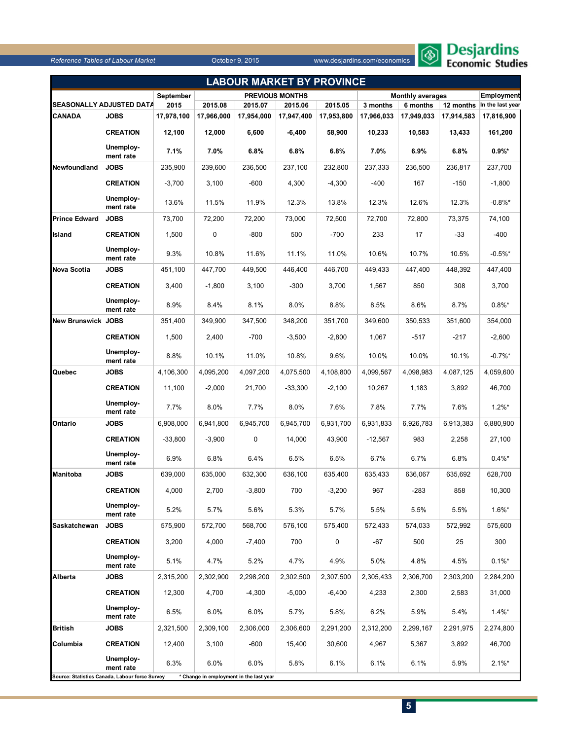## LABOUR MARKET BY PROVINCE

| SEASONALLY ADJUSTED DATA | | September 2015 | PREVIOUS MONTHS 2015.08 | 2015.07 | 2015.06 | 2015.05 | Monthly averages 3 months | 6 months | 12 months | Employment In the last year |
|---|---|---|---|---|---|---|---|---|---|---|
| **CANADA** | **JOBS** | **17,978,100** | **17,966,000** | **17,954,000** | **17,947,400** | **17,953,800** | **17,966,033** | **17,949,033** | **17,914,583** | **17,816,900** |
| | **CREATION** | **12,100** | **12,000** | **6,600** | **-6,400** | **58,900** | **10,233** | **10,583** | **13,433** | **161,200** |
| | **Unemploy-ment rate** | **7.1%** | **7.0%** | **6.8%** | **6.8%** | **6.8%** | **7.0%** | **6.9%** | **6.8%** | **0.9%*** |
| **Newfoundland** | **JOBS** | 235,900 | 239,600 | 236,500 | 237,100 | 232,800 | 237,333 | 236,500 | 236,817 | 237,700 |
| | **CREATION** | -3,700 | 3,100 | -600 | 4,300 | -4,300 | -400 | 167 | -150 | -1,800 |
| | **Unemploy-ment rate** | 13.6% | 11.5% | 11.9% | 12.3% | 13.8% | 12.3% | 12.6% | 12.3% | -0.8%* |
| **Prince Edward** | **JOBS** | 73,700 | 72,200 | 72,200 | 73,000 | 72,500 | 72,700 | 72,800 | 73,375 | 74,100 |
| **Island** | **CREATION** | 1,500 | 0 | -800 | 500 | -700 | 233 | 17 | -33 | -400 |
| | **Unemploy-ment rate** | 9.3% | 10.8% | 11.6% | 11.1% | 11.0% | 10.6% | 10.7% | 10.5% | -0.5%* |
| **Nova Scotia** | **JOBS** | 451,100 | 447,700 | 449,500 | 446,400 | 446,700 | 449,433 | 447,400 | 448,392 | 447,400 |
| | **CREATION** | 3,400 | -1,800 | 3,100 | -300 | 3,700 | 1,567 | 850 | 308 | 3,700 |
| | **Unemploy-ment rate** | 8.9% | 8.4% | 8.1% | 8.0% | 8.8% | 8.5% | 8.6% | 8.7% | 0.8%* |
| **New Brunswick** | **JOBS** | 351,400 | 349,900 | 347,500 | 348,200 | 351,700 | 349,600 | 350,533 | 351,600 | 354,000 |
| | **CREATION** | 1,500 | 2,400 | -700 | -3,500 | -2,800 | 1,067 | -517 | -217 | -2,600 |
| | **Unemploy-ment rate** | 8.8% | 10.1% | 11.0% | 10.8% | 9.6% | 10.0% | 10.0% | 10.1% | -0.7%* |
| **Quebec** | **JOBS** | 4,106,300 | 4,095,200 | 4,097,200 | 4,075,500 | 4,108,800 | 4,099,567 | 4,098,983 | 4,087,125 | 4,059,600 |
| | **CREATION** | 11,100 | -2,000 | 21,700 | -33,300 | -2,100 | 10,267 | 1,183 | 3,892 | 46,700 |
| | **Unemploy-ment rate** | 7.7% | 8.0% | 7.7% | 8.0% | 7.6% | 7.8% | 7.7% | 7.6% | 1.2%* |
| **Ontario** | **JOBS** | 6,908,000 | 6,941,800 | 6,945,700 | 6,945,700 | 6,931,700 | 6,931,833 | 6,926,783 | 6,913,383 | 6,880,900 |
| | **CREATION** | -33,800 | -3,900 | 0 | 14,000 | 43,900 | -12,567 | 983 | 2,258 | 27,100 |
| | **Unemploy-ment rate** | 6.9% | 6.8% | 6.4% | 6.5% | 6.5% | 6.7% | 6.7% | 6.8% | 0.4%* |
| **Manitoba** | **JOBS** | 639,000 | 635,000 | 632,300 | 636,100 | 635,400 | 635,433 | 636,067 | 635,692 | 628,700 |
| | **CREATION** | 4,000 | 2,700 | -3,800 | 700 | -3,200 | 967 | -283 | 858 | 10,300 |
| | **Unemploy-ment rate** | 5.2% | 5.7% | 5.6% | 5.3% | 5.7% | 5.5% | 5.5% | 5.5% | 1.6%* |
| **Saskatchewan** | **JOBS** | 575,900 | 572,700 | 568,700 | 576,100 | 575,400 | 572,433 | 574,033 | 572,992 | 575,600 |
| | **CREATION** | 3,200 | 4,000 | -7,400 | 700 | 0 | -67 | 500 | 25 | 300 |
| | **Unemploy-ment rate** | 5.1% | 4.7% | 5.2% | 4.7% | 4.9% | 5.0% | 4.8% | 4.5% | 0.1%* |
| **Alberta** | **JOBS** | 2,315,200 | 2,302,900 | 2,298,200 | 2,302,500 | 2,307,500 | 2,305,433 | 2,306,700 | 2,303,200 | 2,284,200 |
| | **CREATION** | 12,300 | 4,700 | -4,300 | -5,000 | -6,400 | 4,233 | 2,300 | 2,583 | 31,000 |
| | **Unemploy-ment rate** | 6.5% | 6.0% | 6.0% | 5.7% | 5.8% | 6.2% | 5.9% | 5.4% | 1.4%* |
| **British** | **JOBS** | 2,321,500 | 2,309,100 | 2,306,000 | 2,306,600 | 2,291,200 | 2,312,200 | 2,299,167 | 2,291,975 | 2,274,800 |
| **Columbia** | **CREATION** | 12,400 | 3,100 | -600 | 15,400 | 30,600 | 4,967 | 5,367 | 3,892 | 46,700 |
| | **Unemploy-ment rate** | 6.3% | 6.0% | 6.0% | 5.8% | 6.1% | 6.1% | 6.1% | 5.9% | 2.1%* |

Source: Statistics Canada, Labour force Survey    * Change in employment in the last year